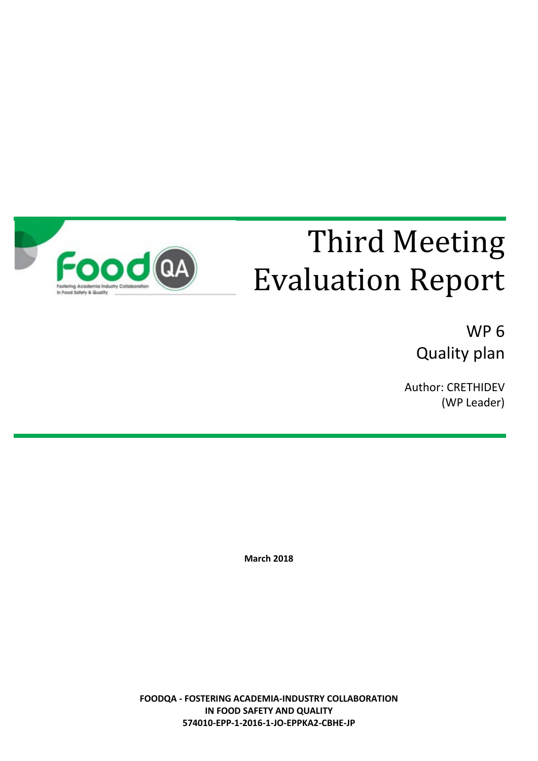# Third Meeting Evaluation Report

WP 6
Quality plan

Author: CRETHIDEV
(WP Leader)

**March 2018**

**FOODQA - FOSTERING ACADEMIA-INDUSTRY COLLABORATION IN FOOD SAFETY AND QUALITY**
**574010-EPP-1-2016-1-JO-EPPKA2-CBHE-JP**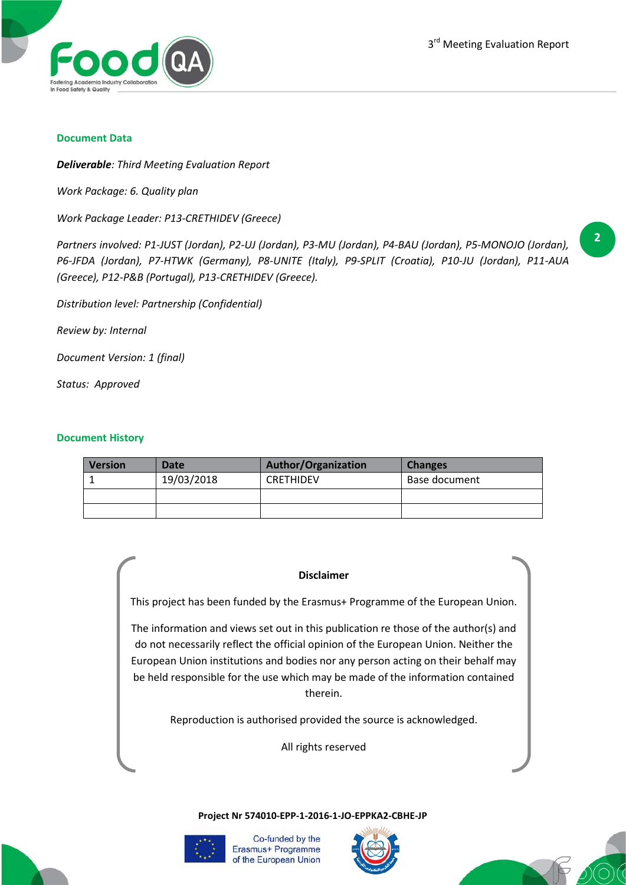## Document Data

***Deliverable***: *Third Meeting Evaluation Report*

*Work Package: 6. Quality plan*

*Work Package Leader: P13-CRETHIDEV (Greece)*

*Partners involved: P1-JUST (Jordan), P2-UJ (Jordan), P3-MU (Jordan), P4-BAU (Jordan), P5-MONOJO (Jordan), P6-JFDA (Jordan), P7-HTWK (Germany), P8-UNITE (Italy), P9-SPLIT (Croatia), P10-JU (Jordan), P11-AUA (Greece), P12-P&B (Portugal), P13-CRETHIDEV (Greece).*

*Distribution level: Partnership (Confidential)*

*Review by: Internal*

*Document Version: 1 (final)*

*Status: Approved*

## Document History

| Version | Date | Author/Organization | Changes |
|---|---|---|---|
| 1 | 19/03/2018 | CRETHIDEV | Base document |
| | | | |
| | | | |

**Disclaimer**

This project has been funded by the Erasmus+ Programme of the European Union.

The information and views set out in this publication re those of the author(s) and do not necessarily reflect the official opinion of the European Union. Neither the European Union institutions and bodies nor any person acting on their behalf may be held responsible for the use which may be made of the information contained therein.

Reproduction is authorised provided the source is acknowledged.

All rights reserved

**Project Nr 574010-EPP-1-2016-1-JO-EPPKA2-CBHE-JP**

Co-funded by the Erasmus+ Programme of the European Union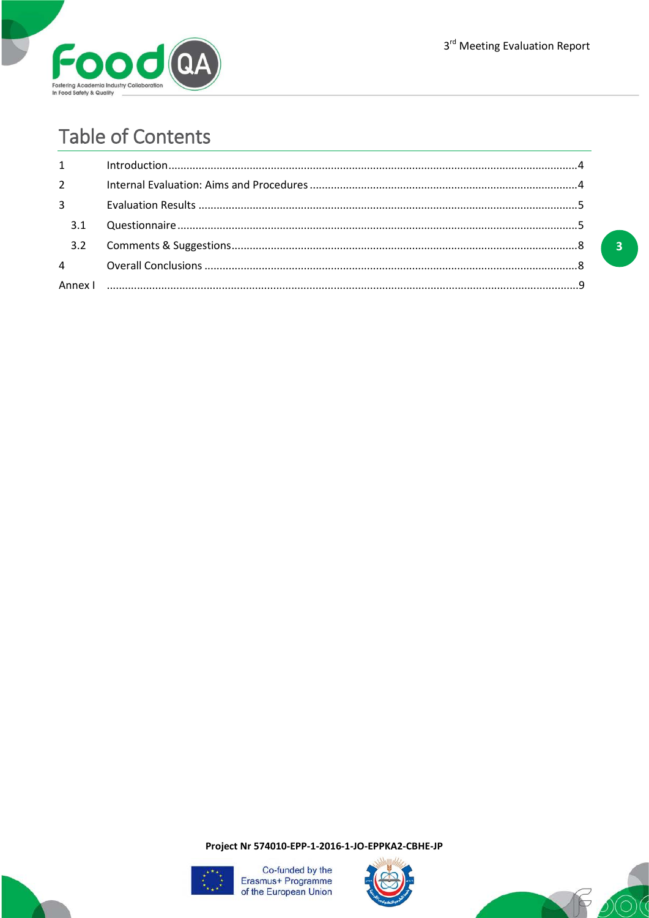# Table of Contents

| | | |
|---|---|---|
| 1 | Introduction | 4 |
| 2 | Internal Evaluation: Aims and Procedures | 4 |
| 3 | Evaluation Results | 5 |
| 3.1 | Questionnaire | 5 |
| 3.2 | Comments & Suggestions | 8 |
| 4 | Overall Conclusions | 8 |
| Annex I | | 9 |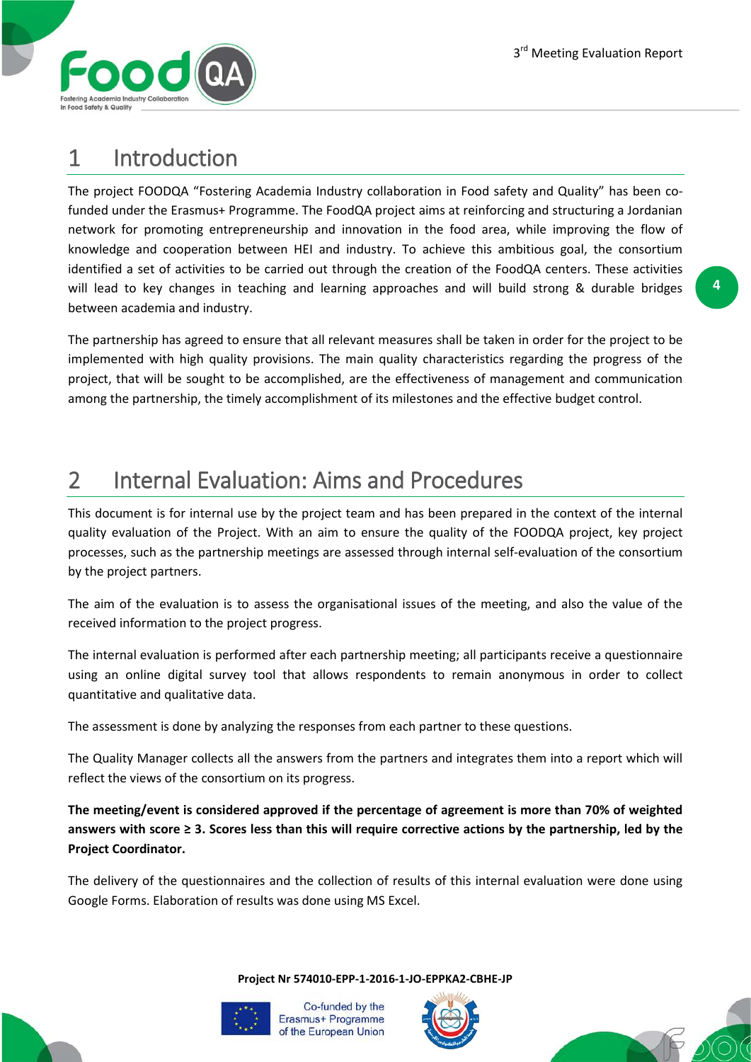# 1 Introduction

The project FOODQA "Fostering Academia Industry collaboration in Food safety and Quality" has been co-funded under the Erasmus+ Programme. The FoodQA project aims at reinforcing and structuring a Jordanian network for promoting entrepreneurship and innovation in the food area, while improving the flow of knowledge and cooperation between HEI and industry. To achieve this ambitious goal, the consortium identified a set of activities to be carried out through the creation of the FoodQA centers. These activities will lead to key changes in teaching and learning approaches and will build strong & durable bridges between academia and industry.

The partnership has agreed to ensure that all relevant measures shall be taken in order for the project to be implemented with high quality provisions. The main quality characteristics regarding the progress of the project, that will be sought to be accomplished, are the effectiveness of management and communication among the partnership, the timely accomplishment of its milestones and the effective budget control.

# 2 Internal Evaluation: Aims and Procedures

This document is for internal use by the project team and has been prepared in the context of the internal quality evaluation of the Project. With an aim to ensure the quality of the FOODQA project, key project processes, such as the partnership meetings are assessed through internal self-evaluation of the consortium by the project partners.

The aim of the evaluation is to assess the organisational issues of the meeting, and also the value of the received information to the project progress.

The internal evaluation is performed after each partnership meeting; all participants receive a questionnaire using an online digital survey tool that allows respondents to remain anonymous in order to collect quantitative and qualitative data.

The assessment is done by analyzing the responses from each partner to these questions.

The Quality Manager collects all the answers from the partners and integrates them into a report which will reflect the views of the consortium on its progress.

**The meeting/event is considered approved if the percentage of agreement is more than 70% of weighted answers with score ≥ 3. Scores less than this will require corrective actions by the partnership, led by the Project Coordinator.**

The delivery of the questionnaires and the collection of results of this internal evaluation were done using Google Forms. Elaboration of results was done using MS Excel.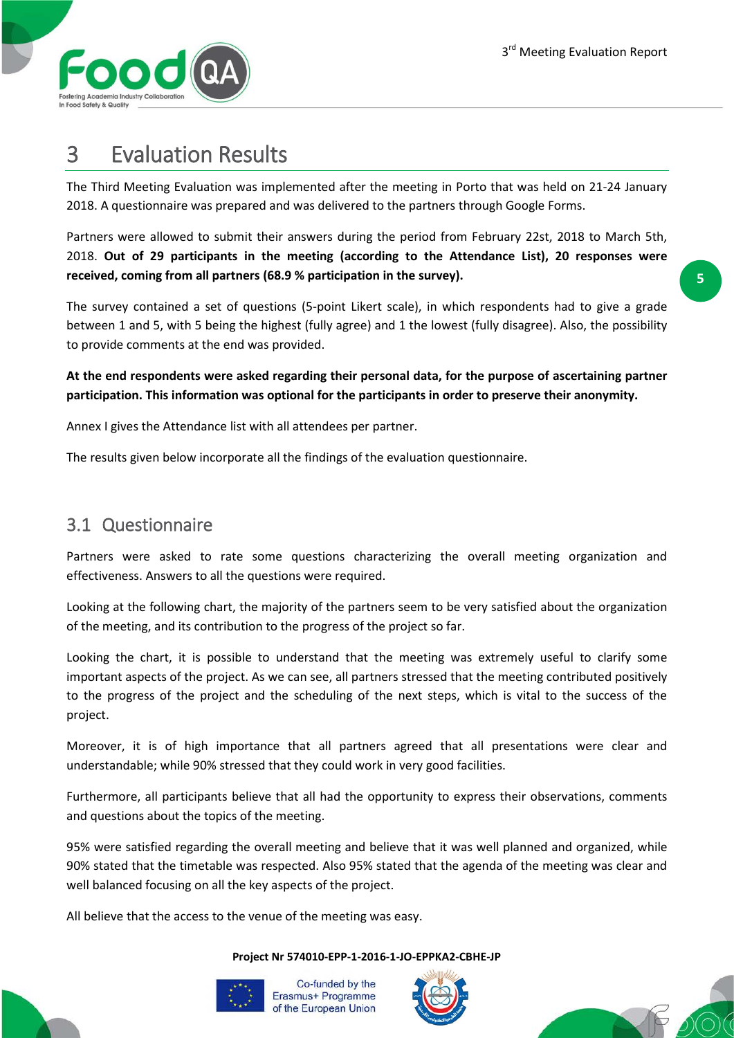# 3 Evaluation Results

The Third Meeting Evaluation was implemented after the meeting in Porto that was held on 21-24 January 2018. A questionnaire was prepared and was delivered to the partners through Google Forms.

Partners were allowed to submit their answers during the period from February 22st, 2018 to March 5th, 2018. **Out of 29 participants in the meeting (according to the Attendance List), 20 responses were received, coming from all partners (68.9 % participation in the survey).**

The survey contained a set of questions (5-point Likert scale), in which respondents had to give a grade between 1 and 5, with 5 being the highest (fully agree) and 1 the lowest (fully disagree). Also, the possibility to provide comments at the end was provided.

**At the end respondents were asked regarding their personal data, for the purpose of ascertaining partner participation. This information was optional for the participants in order to preserve their anonymity.**

Annex I gives the Attendance list with all attendees per partner.

The results given below incorporate all the findings of the evaluation questionnaire.

## 3.1 Questionnaire

Partners were asked to rate some questions characterizing the overall meeting organization and effectiveness. Answers to all the questions were required.

Looking at the following chart, the majority of the partners seem to be very satisfied about the organization of the meeting, and its contribution to the progress of the project so far.

Looking the chart, it is possible to understand that the meeting was extremely useful to clarify some important aspects of the project. As we can see, all partners stressed that the meeting contributed positively to the progress of the project and the scheduling of the next steps, which is vital to the success of the project.

Moreover, it is of high importance that all partners agreed that all presentations were clear and understandable; while 90% stressed that they could work in very good facilities.

Furthermore, all participants believe that all had the opportunity to express their observations, comments and questions about the topics of the meeting.

95% were satisfied regarding the overall meeting and believe that it was well planned and organized, while 90% stated that the timetable was respected. Also 95% stated that the agenda of the meeting was clear and well balanced focusing on all the key aspects of the project.

All believe that the access to the venue of the meeting was easy.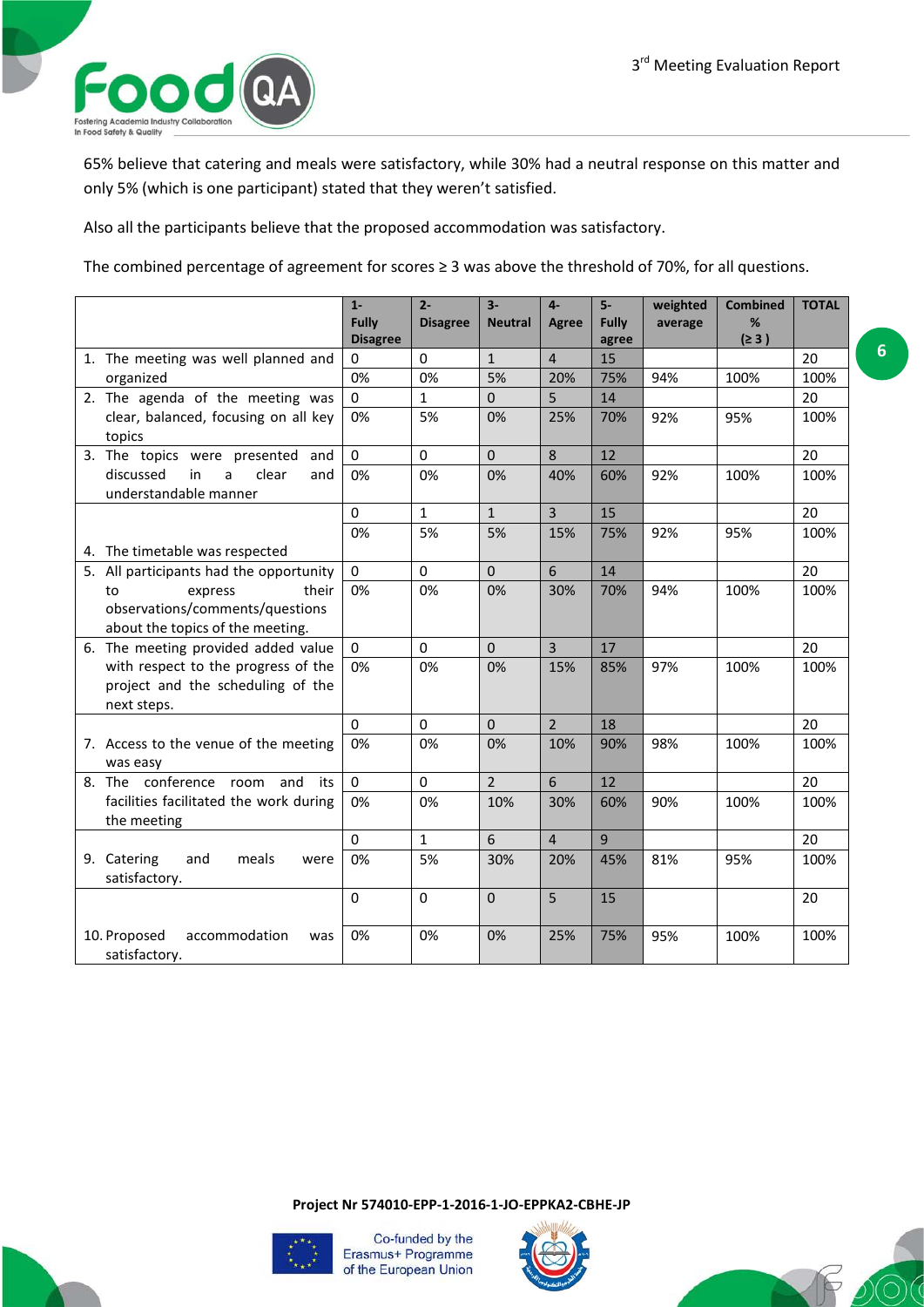65% believe that catering and meals were satisfactory, while 30% had a neutral response on this matter and only 5% (which is one participant) stated that they weren't satisfied.

Also all the participants believe that the proposed accommodation was satisfactory.

The combined percentage of agreement for scores ≥ 3 was above the threshold of 70%, for all questions.

| | 1- Fully Disagree | 2- Disagree | 3- Neutral | 4- Agree | 5- Fully agree | weighted average | Combined % (≥ 3 ) | TOTAL |
|---|---|---|---|---|---|---|---|---|
| 1. The meeting was well planned and organized | 0 | 0 | 1 | 4 | 15 | | | 20 |
| | 0% | 0% | 5% | 20% | 75% | 94% | 100% | 100% |
| 2. The agenda of the meeting was clear, balanced, focusing on all key topics | 0 | 1 | 0 | 5 | 14 | | | 20 |
| | 0% | 5% | 0% | 25% | 70% | 92% | 95% | 100% |
| 3. The topics were presented and discussed in a clear and understandable manner | 0 | 0 | 0 | 8 | 12 | | | 20 |
| | 0% | 0% | 0% | 40% | 60% | 92% | 100% | 100% |
| 4. The timetable was respected | 0 | 1 | 1 | 3 | 15 | | | 20 |
| | 0% | 5% | 5% | 15% | 75% | 92% | 95% | 100% |
| 5. All participants had the opportunity to express their observations/comments/questions about the topics of the meeting. | 0 | 0 | 0 | 6 | 14 | | | 20 |
| | 0% | 0% | 0% | 30% | 70% | 94% | 100% | 100% |
| 6. The meeting provided added value with respect to the progress of the project and the scheduling of the next steps. | 0 | 0 | 0 | 3 | 17 | | | 20 |
| | 0% | 0% | 0% | 15% | 85% | 97% | 100% | 100% |
| 7. Access to the venue of the meeting was easy | 0 | 0 | 0 | 2 | 18 | | | 20 |
| | 0% | 0% | 0% | 10% | 90% | 98% | 100% | 100% |
| 8. The conference room and its facilities facilitated the work during the meeting | 0 | 0 | 2 | 6 | 12 | | | 20 |
| | 0% | 0% | 10% | 30% | 60% | 90% | 100% | 100% |
| 9. Catering and meals were satisfactory. | 0 | 1 | 6 | 4 | 9 | | | 20 |
| | 0% | 5% | 30% | 20% | 45% | 81% | 95% | 100% |
| 10. Proposed accommodation was satisfactory. | 0 | 0 | 0 | 5 | 15 | | | 20 |
| | 0% | 0% | 0% | 25% | 75% | 95% | 100% | 100% |

**Project Nr 574010-EPP-1-2016-1-JO-EPPKA2-CBHE-JP**

Co-funded by the Erasmus+ Programme of the European Union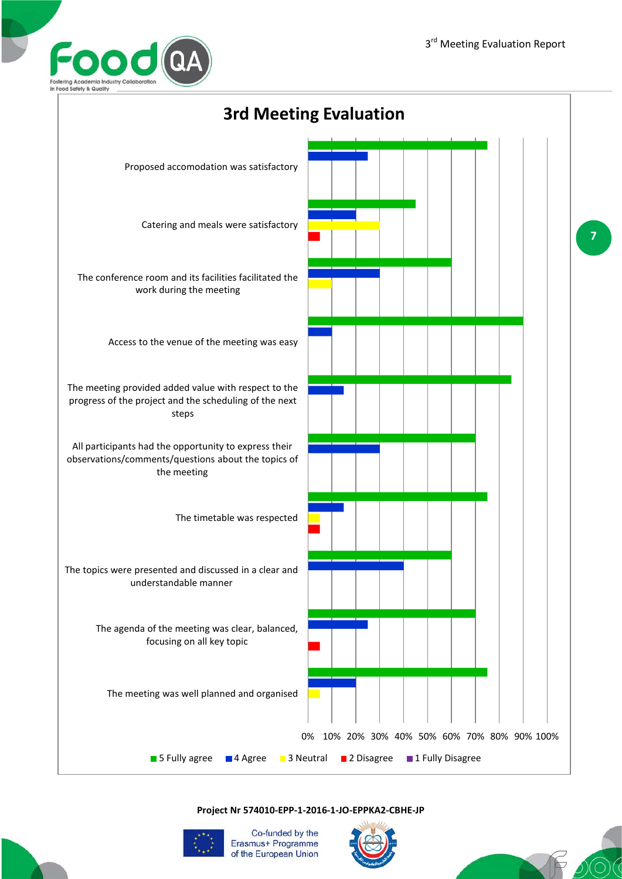# 3rd Meeting Evaluation

| Statement | 5 Fully agree | 4 Agree | 3 Neutral | 2 Disagree | 1 Fully Disagree |
|---|---|---|---|---|---|
| Proposed accomodation was satisfactory | 75% | 25% | | | |
| Catering and meals were satisfactory | 45% | 20% | 30% | 5% | |
| The conference room and its facilities facilitated the work during the meeting | 60% | 30% | 10% | | |
| Access to the venue of the meeting was easy | 90% | 10% | | | |
| The meeting provided added value with respect to the progress of the project and the scheduling of the next steps | 85% | 15% | | | |
| All participants had the opportunity to express their observations/comments/questions about the topics of the meeting | 70% | 30% | | | |
| The timetable was respected | 75% | 15% | 5% | 5% | |
| The topics were presented and discussed in a clear and understandable manner | 60% | 40% | | | |
| The agenda of the meeting was clear, balanced, focusing on all key topic | 70% | 25% | | 5% | |
| The meeting was well planned and organised | 75% | 20% | 5% | | |

Project Nr 574010-EPP-1-2016-1-JO-EPPKA2-CBHE-JP

Co-funded by the Erasmus+ Programme of the European Union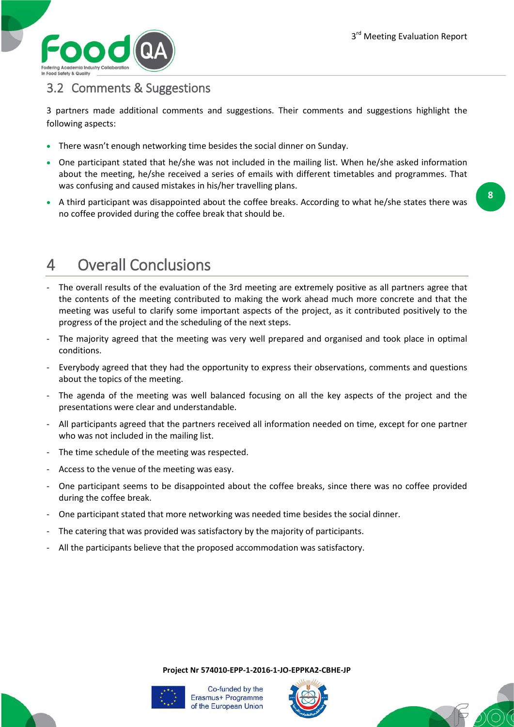## 3.2 Comments & Suggestions

3 partners made additional comments and suggestions. Their comments and suggestions highlight the following aspects:

- There wasn't enough networking time besides the social dinner on Sunday.
- One participant stated that he/she was not included in the mailing list. When he/she asked information about the meeting, he/she received a series of emails with different timetables and programmes. That was confusing and caused mistakes in his/her travelling plans.
- A third participant was disappointed about the coffee breaks. According to what he/she states there was no coffee provided during the coffee break that should be.

# 4 Overall Conclusions

- The overall results of the evaluation of the 3rd meeting are extremely positive as all partners agree that the contents of the meeting contributed to making the work ahead much more concrete and that the meeting was useful to clarify some important aspects of the project, as it contributed positively to the progress of the project and the scheduling of the next steps.
- The majority agreed that the meeting was very well prepared and organised and took place in optimal conditions.
- Everybody agreed that they had the opportunity to express their observations, comments and questions about the topics of the meeting.
- The agenda of the meeting was well balanced focusing on all the key aspects of the project and the presentations were clear and understandable.
- All participants agreed that the partners received all information needed on time, except for one partner who was not included in the mailing list.
- The time schedule of the meeting was respected.
- Access to the venue of the meeting was easy.
- One participant seems to be disappointed about the coffee breaks, since there was no coffee provided during the coffee break.
- One participant stated that more networking was needed time besides the social dinner.
- The catering that was provided was satisfactory by the majority of participants.
- All the participants believe that the proposed accommodation was satisfactory.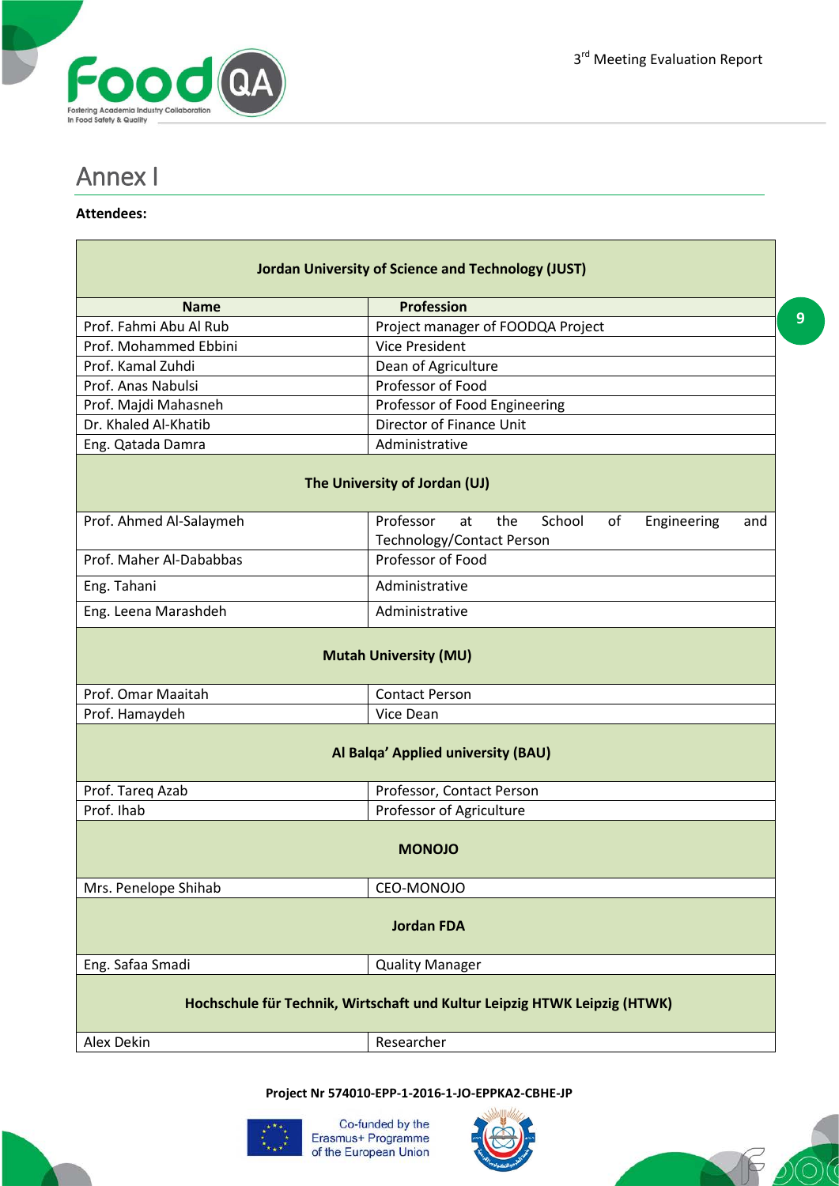# Annex I

**Attendees:**

| **Jordan University of Science and Technology (JUST)** | |
|---|---|
| **Name** | **Profession** |
| Prof. Fahmi Abu Al Rub | Project manager of FOODQA Project |
| Prof. Mohammed Ebbini | Vice President |
| Prof. Kamal Zuhdi | Dean of Agriculture |
| Prof. Anas Nabulsi | Professor of Food |
| Prof. Majdi Mahasneh | Professor of Food Engineering |
| Dr. Khaled Al-Khatib | Director of Finance Unit |
| Eng. Qatada Damra | Administrative |
| **The University of Jordan (UJ)** | |
| Prof. Ahmed Al-Salaymeh | Professor at the School of Engineering and Technology/Contact Person |
| Prof. Maher Al-Dababbas | Professor of Food |
| Eng. Tahani | Administrative |
| Eng. Leena Marashdeh | Administrative |
| **Mutah University (MU)** | |
| Prof. Omar Maaitah | Contact Person |
| Prof. Hamaydeh | Vice Dean |
| **Al Balqa' Applied university (BAU)** | |
| Prof. Tareq Azab | Professor, Contact Person |
| Prof. Ihab | Professor of Agriculture |
| **MONOJO** | |
| Mrs. Penelope Shihab | CEO-MONOJO |
| **Jordan FDA** | |
| Eng. Safaa Smadi | Quality Manager |
| **Hochschule für Technik, Wirtschaft und Kultur Leipzig HTWK Leipzig (HTWK)** | |
| Alex Dekin | Researcher |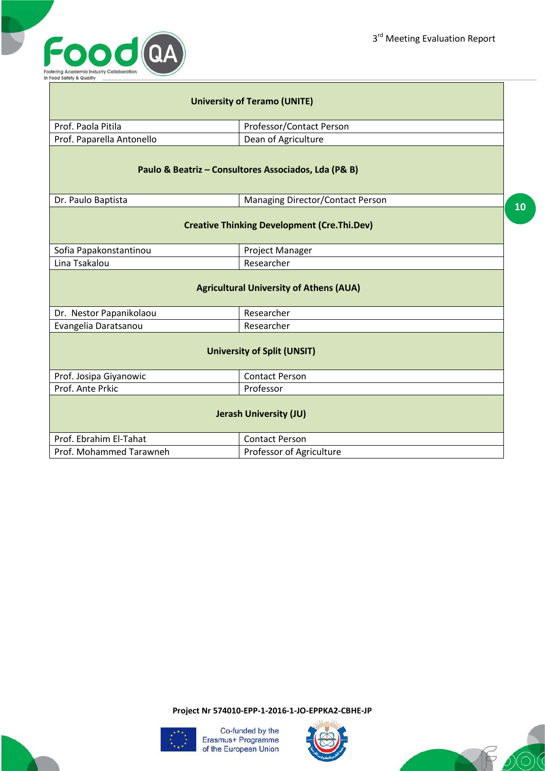| | |
|---|---|
| **University of Teramo (UNITE)** | |
| Prof. Paola Pitila | Professor/Contact Person |
| Prof. Paparella Antonello | Dean of Agriculture |
| **Paulo & Beatriz – Consultores Associados, Lda (P& B)** | |
| Dr. Paulo Baptista | Managing Director/Contact Person |
| **Creative Thinking Development (Cre.Thi.Dev)** | |
| Sofia Papakonstantinou | Project Manager |
| Lina Tsakalou | Researcher |
| **Agricultural University of Athens (AUA)** | |
| Dr. Nestor Papanikolaou | Researcher |
| Evangelia Daratsanou | Researcher |
| **University of Split (UNSIT)** | |
| Prof. Josipa Giyanowic | Contact Person |
| Prof. Ante Prkic | Professor |
| **Jerash University (JU)** | |
| Prof. Ebrahim El-Tahat | Contact Person |
| Prof. Mohammed Tarawneh | Professor of Agriculture |